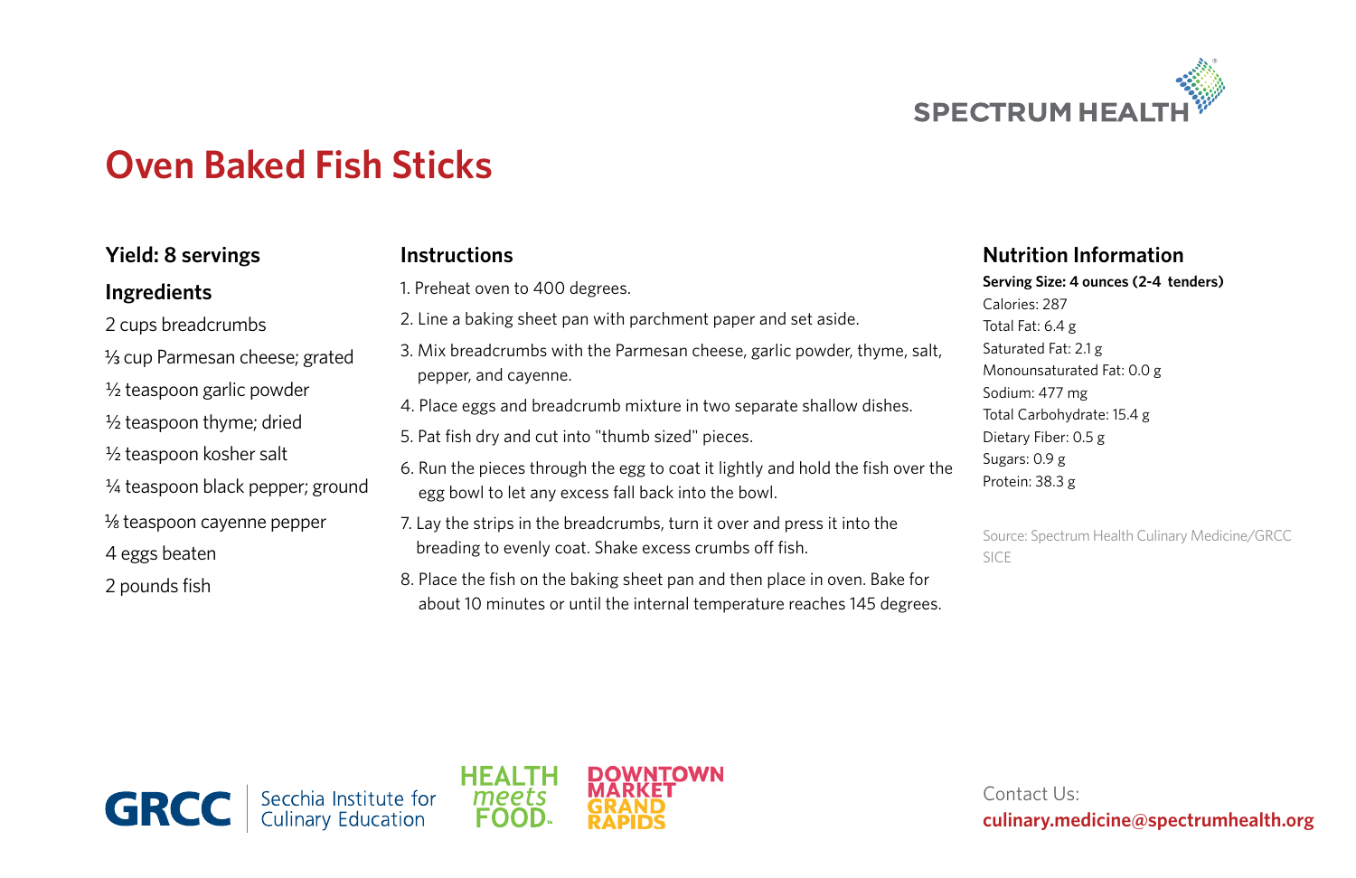SPECTRUM HEALTH

# Oven Baked Fish Sticks

## Yield: 8 servings

## Ingredients

2 cups breadcrumbs

⅓ cup Parmesan cheese; grated

½ teaspoon garlic powder

½ teaspoon thyme; dried

½ teaspoon kosher salt

¼ teaspoon black pepper; ground

⅛ teaspoon cayenne pepper

4 eggs beaten

2 pounds fish

## Instructions

1. Preheat oven to 400 degrees.
2. Line a baking sheet pan with parchment paper and set aside.
3. Mix breadcrumbs with the Parmesan cheese, garlic powder, thyme, salt, pepper, and cayenne.
4. Place eggs and breadcrumb mixture in two separate shallow dishes.
5. Pat fish dry and cut into "thumb sized" pieces.
6. Run the pieces through the egg to coat it lightly and hold the fish over the egg bowl to let any excess fall back into the bowl.
7. Lay the strips in the breadcrumbs, turn it over and press it into the breading to evenly coat. Shake excess crumbs off fish.
8. Place the fish on the baking sheet pan and then place in oven. Bake for about 10 minutes or until the internal temperature reaches 145 degrees.

## Nutrition Information

**Serving Size: 4 ounces (2-4 tenders)**

Calories: 287
Total Fat: 6.4 g
Saturated Fat: 2.1 g
Monounsaturated Fat: 0.0 g
Sodium: 477 mg
Total Carbohydrate: 15.4 g
Dietary Fiber: 0.5 g
Sugars: 0.9 g
Protein: 38.3 g

Source: Spectrum Health Culinary Medicine/GRCC SICE

GRCC Secchia Institute for Culinary Education

HEALTH meets FOOD™

DOWNTOWN MARKET GRAND RAPIDS

Contact Us:
**culinary.medicine@spectrumhealth.org**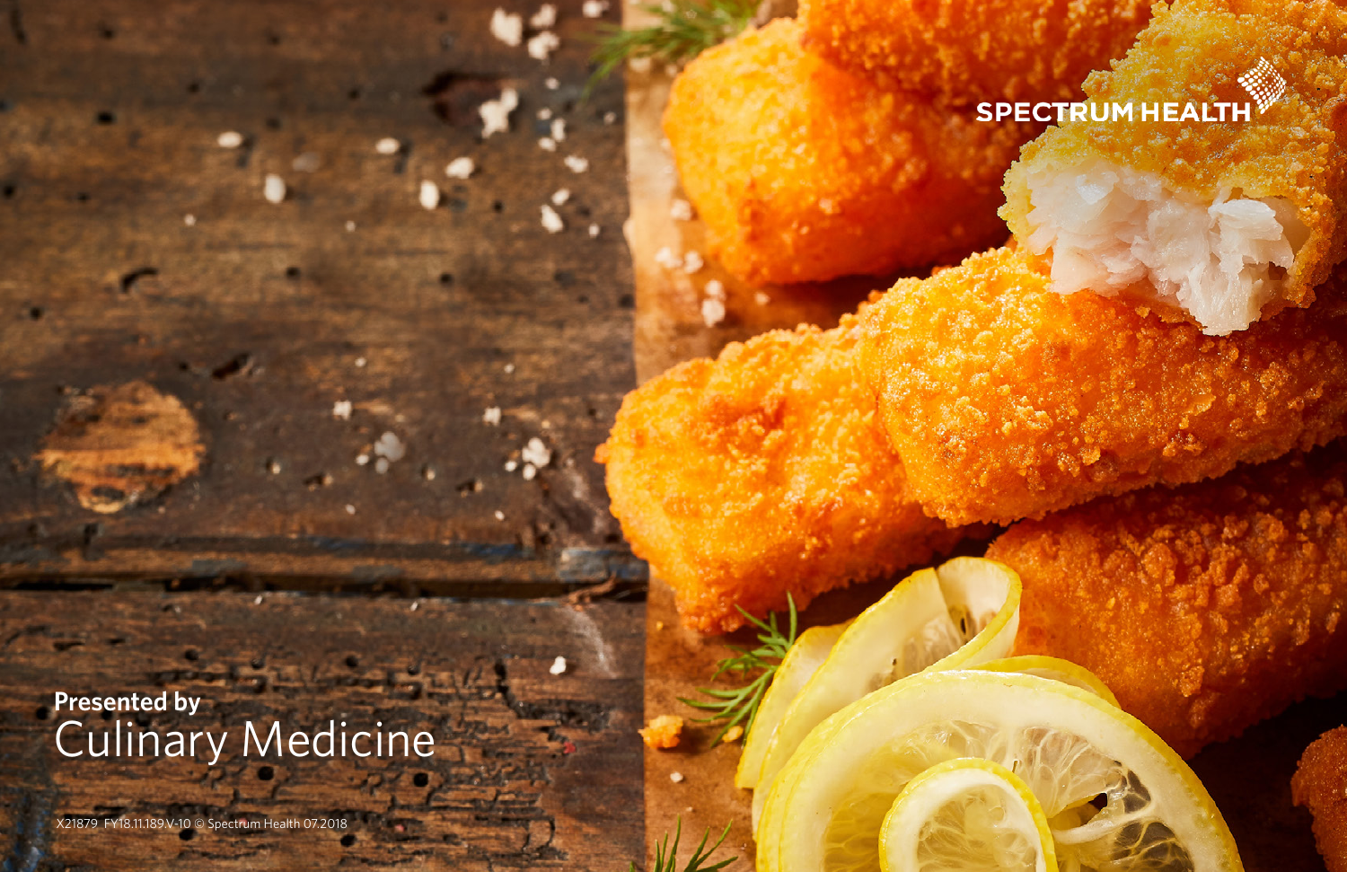SPECTRUM HEALTH

Presented by
Culinary Medicine

X21879 FY18.11.189.V-10 © Spectrum Health 07.2018